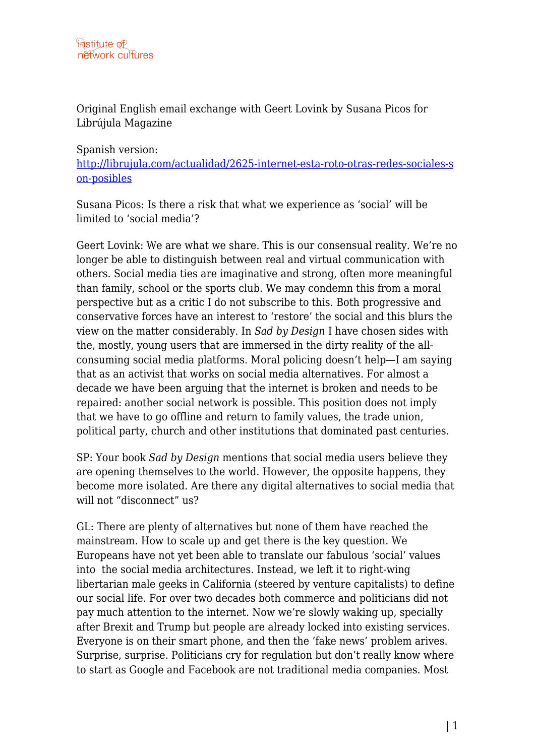Original English email exchange with Geert Lovink by Susana Picos for Librújula Magazine

Spanish version:
[http://librujula.com/actualidad/2625-internet-esta-roto-otras-redes-sociales-son-posibles](http://librujula.com/actualidad/2625-internet-esta-roto-otras-redes-sociales-son-posibles)

Susana Picos: Is there a risk that what we experience as 'social' will be limited to 'social media'?

Geert Lovink: We are what we share. This is our consensual reality. We're no longer be able to distinguish between real and virtual communication with others. Social media ties are imaginative and strong, often more meaningful than family, school or the sports club. We may condemn this from a moral perspective but as a critic I do not subscribe to this. Both progressive and conservative forces have an interest to 'restore' the social and this blurs the view on the matter considerably. In *Sad by Design* I have chosen sides with the, mostly, young users that are immersed in the dirty reality of the all-consuming social media platforms. Moral policing doesn't help—I am saying that as an activist that works on social media alternatives. For almost a decade we have been arguing that the internet is broken and needs to be repaired: another social network is possible. This position does not imply that we have to go offline and return to family values, the trade union, political party, church and other institutions that dominated past centuries.

SP: Your book *Sad by Design* mentions that social media users believe they are opening themselves to the world. However, the opposite happens, they become more isolated. Are there any digital alternatives to social media that will not "disconnect" us?

GL: There are plenty of alternatives but none of them have reached the mainstream. How to scale up and get there is the key question. We Europeans have not yet been able to translate our fabulous 'social' values into the social media architectures. Instead, we left it to right-wing libertarian male geeks in California (steered by venture capitalists) to define our social life. For over two decades both commerce and politicians did not pay much attention to the internet. Now we're slowly waking up, specially after Brexit and Trump but people are already locked into existing services. Everyone is on their smart phone, and then the 'fake news' problem arives. Surprise, surprise. Politicians cry for regulation but don't really know where to start as Google and Facebook are not traditional media companies. Most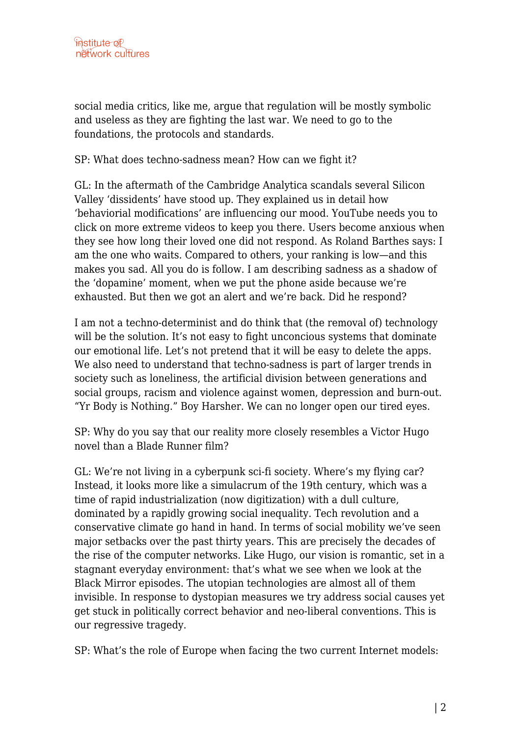social media critics, like me, argue that regulation will be mostly symbolic and useless as they are fighting the last war. We need to go to the foundations, the protocols and standards.

SP: What does techno-sadness mean? How can we fight it?

GL: In the aftermath of the Cambridge Analytica scandals several Silicon Valley 'dissidents' have stood up. They explained us in detail how 'behaviorial modifications' are influencing our mood. YouTube needs you to click on more extreme videos to keep you there. Users become anxious when they see how long their loved one did not respond. As Roland Barthes says: I am the one who waits. Compared to others, your ranking is low—and this makes you sad. All you do is follow. I am describing sadness as a shadow of the 'dopamine' moment, when we put the phone aside because we're exhausted. But then we got an alert and we're back. Did he respond?

I am not a techno-determinist and do think that (the removal of) technology will be the solution. It's not easy to fight unconcious systems that dominate our emotional life. Let's not pretend that it will be easy to delete the apps. We also need to understand that techno-sadness is part of larger trends in society such as loneliness, the artificial division between generations and social groups, racism and violence against women, depression and burn-out. "Yr Body is Nothing." Boy Harsher. We can no longer open our tired eyes.

SP: Why do you say that our reality more closely resembles a Victor Hugo novel than a Blade Runner film?

GL: We're not living in a cyberpunk sci-fi society. Where's my flying car? Instead, it looks more like a simulacrum of the 19th century, which was a time of rapid industrialization (now digitization) with a dull culture, dominated by a rapidly growing social inequality. Tech revolution and a conservative climate go hand in hand. In terms of social mobility we've seen major setbacks over the past thirty years. This are precisely the decades of the rise of the computer networks. Like Hugo, our vision is romantic, set in a stagnant everyday environment: that's what we see when we look at the Black Mirror episodes. The utopian technologies are almost all of them invisible. In response to dystopian measures we try address social causes yet get stuck in politically correct behavior and neo-liberal conventions. This is our regressive tragedy.

SP: What's the role of Europe when facing the two current Internet models: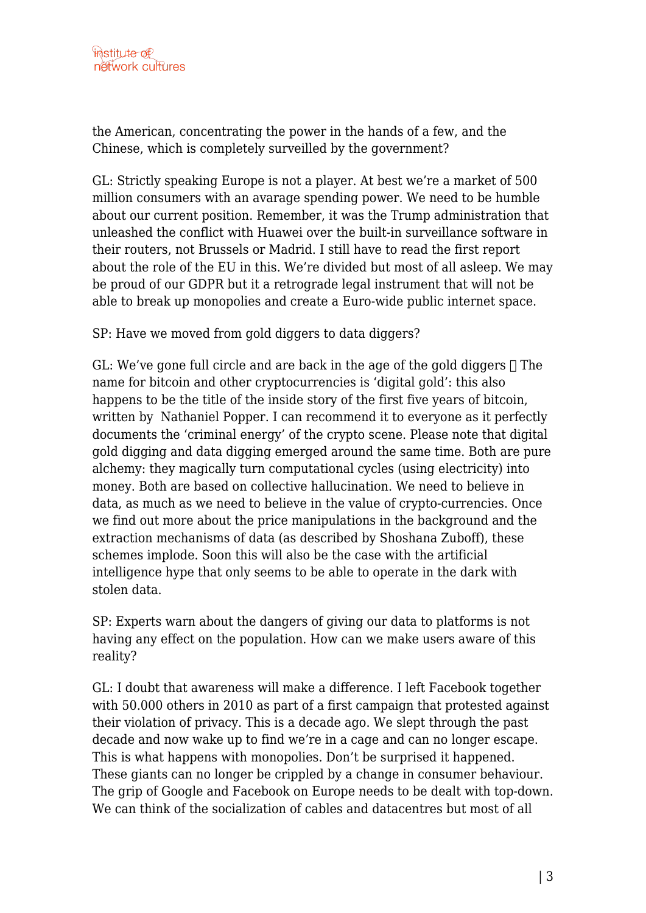the American, concentrating the power in the hands of a few, and the Chinese, which is completely surveilled by the government?

GL: Strictly speaking Europe is not a player. At best we're a market of 500 million consumers with an avarage spending power. We need to be humble about our current position. Remember, it was the Trump administration that unleashed the conflict with Huawei over the built-in surveillance software in their routers, not Brussels or Madrid. I still have to read the first report about the role of the EU in this. We're divided but most of all asleep. We may be proud of our GDPR but it a retrograde legal instrument that will not be able to break up monopolies and create a Euro-wide public internet space.

SP: Have we moved from gold diggers to data diggers?

GL: We've gone full circle and are back in the age of the gold diggers  The name for bitcoin and other cryptocurrencies is 'digital gold': this also happens to be the title of the inside story of the first five years of bitcoin, written by  Nathaniel Popper. I can recommend it to everyone as it perfectly documents the 'criminal energy' of the crypto scene. Please note that digital gold digging and data digging emerged around the same time. Both are pure alchemy: they magically turn computational cycles (using electricity) into money. Both are based on collective hallucination. We need to believe in data, as much as we need to believe in the value of crypto-currencies. Once we find out more about the price manipulations in the background and the extraction mechanisms of data (as described by Shoshana Zuboff), these schemes implode. Soon this will also be the case with the artificial intelligence hype that only seems to be able to operate in the dark with stolen data.

SP: Experts warn about the dangers of giving our data to platforms is not having any effect on the population. How can we make users aware of this reality?

GL: I doubt that awareness will make a difference. I left Facebook together with 50.000 others in 2010 as part of a first campaign that protested against their violation of privacy. This is a decade ago. We slept through the past decade and now wake up to find we're in a cage and can no longer escape. This is what happens with monopolies. Don't be surprised it happened. These giants can no longer be crippled by a change in consumer behaviour. The grip of Google and Facebook on Europe needs to be dealt with top-down. We can think of the socialization of cables and datacentres but most of all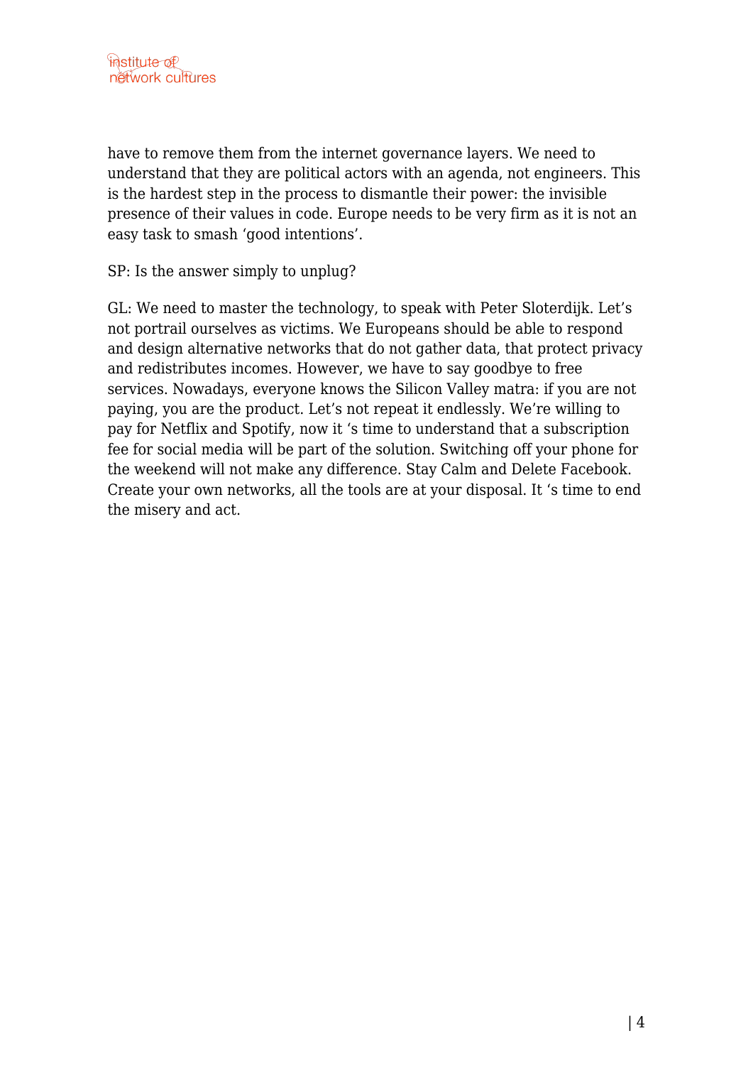have to remove them from the internet governance layers. We need to understand that they are political actors with an agenda, not engineers. This is the hardest step in the process to dismantle their power: the invisible presence of their values in code. Europe needs to be very firm as it is not an easy task to smash 'good intentions'.

SP: Is the answer simply to unplug?

GL: We need to master the technology, to speak with Peter Sloterdijk. Let's not portrait ourselves as victims. We Europeans should be able to respond and design alternative networks that do not gather data, that protect privacy and redistributes incomes. However, we have to say goodbye to free services. Nowadays, everyone knows the Silicon Valley matra: if you are not paying, you are the product. Let's not repeat it endlessly. We're willing to pay for Netflix and Spotify, now it 's time to understand that a subscription fee for social media will be part of the solution. Switching off your phone for the weekend will not make any difference. Stay Calm and Delete Facebook. Create your own networks, all the tools are at your disposal. It 's time to end the misery and act.